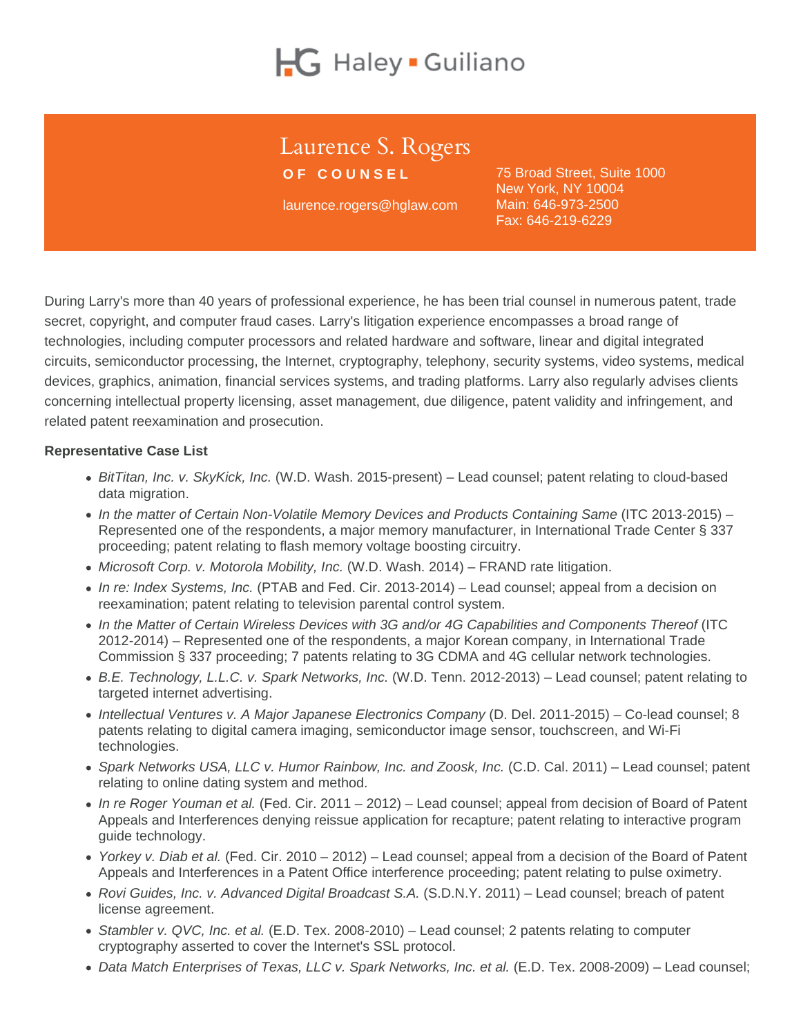Haley ▪ Guiliano

# Laurence S. Rogers

**OF COUNSEL**

laurence.rogers@hglaw.com

75 Broad Street, Suite 1000
New York, NY 10004
Main: 646-973-2500
Fax: 646-219-6229

During Larry's more than 40 years of professional experience, he has been trial counsel in numerous patent, trade secret, copyright, and computer fraud cases. Larry's litigation experience encompasses a broad range of technologies, including computer processors and related hardware and software, linear and digital integrated circuits, semiconductor processing, the Internet, cryptography, telephony, security systems, video systems, medical devices, graphics, animation, financial services systems, and trading platforms. Larry also regularly advises clients concerning intellectual property licensing, asset management, due diligence, patent validity and infringement, and related patent reexamination and prosecution.

**Representative Case List**

- *BitTitan, Inc. v. SkyKick, Inc.* (W.D. Wash. 2015-present) – Lead counsel; patent relating to cloud-based data migration.
- *In the matter of Certain Non-Volatile Memory Devices and Products Containing Same* (ITC 2013-2015) – Represented one of the respondents, a major memory manufacturer, in International Trade Center § 337 proceeding; patent relating to flash memory voltage boosting circuitry.
- *Microsoft Corp. v. Motorola Mobility, Inc.* (W.D. Wash. 2014) – FRAND rate litigation.
- *In re: Index Systems, Inc.* (PTAB and Fed. Cir. 2013-2014) – Lead counsel; appeal from a decision on reexamination; patent relating to television parental control system.
- *In the Matter of Certain Wireless Devices with 3G and/or 4G Capabilities and Components Thereof* (ITC 2012-2014) – Represented one of the respondents, a major Korean company, in International Trade Commission § 337 proceeding; 7 patents relating to 3G CDMA and 4G cellular network technologies.
- *B.E. Technology, L.L.C. v. Spark Networks, Inc.* (W.D. Tenn. 2012-2013) – Lead counsel; patent relating to targeted internet advertising.
- *Intellectual Ventures v. A Major Japanese Electronics Company* (D. Del. 2011-2015) – Co-lead counsel; 8 patents relating to digital camera imaging, semiconductor image sensor, touchscreen, and Wi-Fi technologies.
- *Spark Networks USA, LLC v. Humor Rainbow, Inc. and Zoosk, Inc.* (C.D. Cal. 2011) – Lead counsel; patent relating to online dating system and method.
- *In re Roger Youman et al.* (Fed. Cir. 2011 – 2012) – Lead counsel; appeal from decision of Board of Patent Appeals and Interferences denying reissue application for recapture; patent relating to interactive program guide technology.
- *Yorkey v. Diab et al.* (Fed. Cir. 2010 – 2012) – Lead counsel; appeal from a decision of the Board of Patent Appeals and Interferences in a Patent Office interference proceeding; patent relating to pulse oximetry.
- *Rovi Guides, Inc. v. Advanced Digital Broadcast S.A.* (S.D.N.Y. 2011) – Lead counsel; breach of patent license agreement.
- *Stambler v. QVC, Inc. et al.* (E.D. Tex. 2008-2010) – Lead counsel; 2 patents relating to computer cryptography asserted to cover the Internet's SSL protocol.
- *Data Match Enterprises of Texas, LLC v. Spark Networks, Inc. et al.* (E.D. Tex. 2008-2009) – Lead counsel;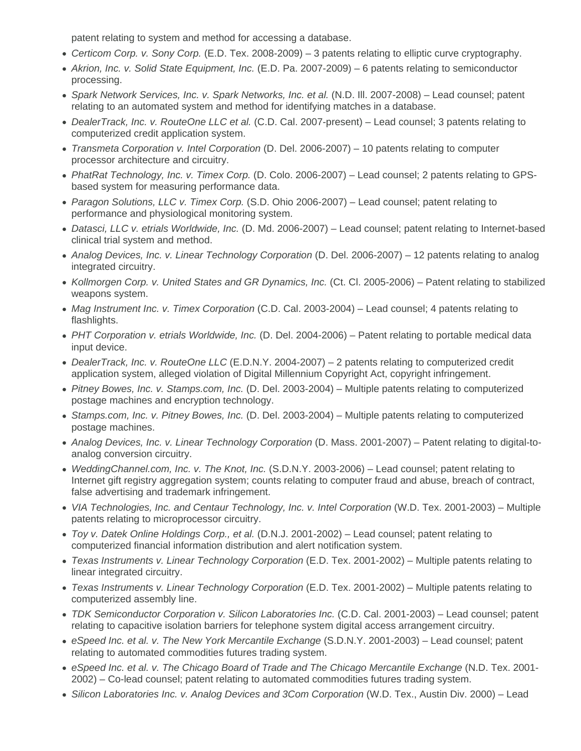patent relating to system and method for accessing a database.

- *Certicom Corp. v. Sony Corp.* (E.D. Tex. 2008-2009) – 3 patents relating to elliptic curve cryptography.
- *Akrion, Inc. v. Solid State Equipment, Inc.* (E.D. Pa. 2007-2009) – 6 patents relating to semiconductor processing.
- *Spark Network Services, Inc. v. Spark Networks, Inc. et al.* (N.D. Ill. 2007-2008) – Lead counsel; patent relating to an automated system and method for identifying matches in a database.
- *DealerTrack, Inc. v. RouteOne LLC et al.* (C.D. Cal. 2007-present) – Lead counsel; 3 patents relating to computerized credit application system.
- *Transmeta Corporation v. Intel Corporation* (D. Del. 2006-2007) – 10 patents relating to computer processor architecture and circuitry.
- *PhatRat Technology, Inc. v. Timex Corp.* (D. Colo. 2006-2007) – Lead counsel; 2 patents relating to GPS-based system for measuring performance data.
- *Paragon Solutions, LLC v. Timex Corp.* (S.D. Ohio 2006-2007) – Lead counsel; patent relating to performance and physiological monitoring system.
- *Datasci, LLC v. etrials Worldwide, Inc.* (D. Md. 2006-2007) – Lead counsel; patent relating to Internet-based clinical trial system and method.
- *Analog Devices, Inc. v. Linear Technology Corporation* (D. Del. 2006-2007) – 12 patents relating to analog integrated circuitry.
- *Kollmorgen Corp. v. United States and GR Dynamics, Inc.* (Ct. Cl. 2005-2006) – Patent relating to stabilized weapons system.
- *Mag Instrument Inc. v. Timex Corporation* (C.D. Cal. 2003-2004) – Lead counsel; 4 patents relating to flashlights.
- *PHT Corporation v. etrials Worldwide, Inc.* (D. Del. 2004-2006) – Patent relating to portable medical data input device.
- *DealerTrack, Inc. v. RouteOne LLC* (E.D.N.Y. 2004-2007) – 2 patents relating to computerized credit application system, alleged violation of Digital Millennium Copyright Act, copyright infringement.
- *Pitney Bowes, Inc. v. Stamps.com, Inc.* (D. Del. 2003-2004) – Multiple patents relating to computerized postage machines and encryption technology.
- *Stamps.com, Inc. v. Pitney Bowes, Inc.* (D. Del. 2003-2004) – Multiple patents relating to computerized postage machines.
- *Analog Devices, Inc. v. Linear Technology Corporation* (D. Mass. 2001-2007) – Patent relating to digital-to-analog conversion circuitry.
- *WeddingChannel.com, Inc. v. The Knot, Inc.* (S.D.N.Y. 2003-2006) – Lead counsel; patent relating to Internet gift registry aggregation system; counts relating to computer fraud and abuse, breach of contract, false advertising and trademark infringement.
- *VIA Technologies, Inc. and Centaur Technology, Inc. v. Intel Corporation* (W.D. Tex. 2001-2003) – Multiple patents relating to microprocessor circuitry.
- *Toy v. Datek Online Holdings Corp., et al.* (D.N.J. 2001-2002) – Lead counsel; patent relating to computerized financial information distribution and alert notification system.
- *Texas Instruments v. Linear Technology Corporation* (E.D. Tex. 2001-2002) – Multiple patents relating to linear integrated circuitry.
- *Texas Instruments v. Linear Technology Corporation* (E.D. Tex. 2001-2002) – Multiple patents relating to computerized assembly line.
- *TDK Semiconductor Corporation v. Silicon Laboratories Inc.* (C.D. Cal. 2001-2003) – Lead counsel; patent relating to capacitive isolation barriers for telephone system digital access arrangement circuitry.
- *eSpeed Inc. et al. v. The New York Mercantile Exchange* (S.D.N.Y. 2001-2003) – Lead counsel; patent relating to automated commodities futures trading system.
- *eSpeed Inc. et al. v. The Chicago Board of Trade and The Chicago Mercantile Exchange* (N.D. Tex. 2001-2002) – Co-lead counsel; patent relating to automated commodities futures trading system.
- *Silicon Laboratories Inc. v. Analog Devices and 3Com Corporation* (W.D. Tex., Austin Div. 2000) – Lead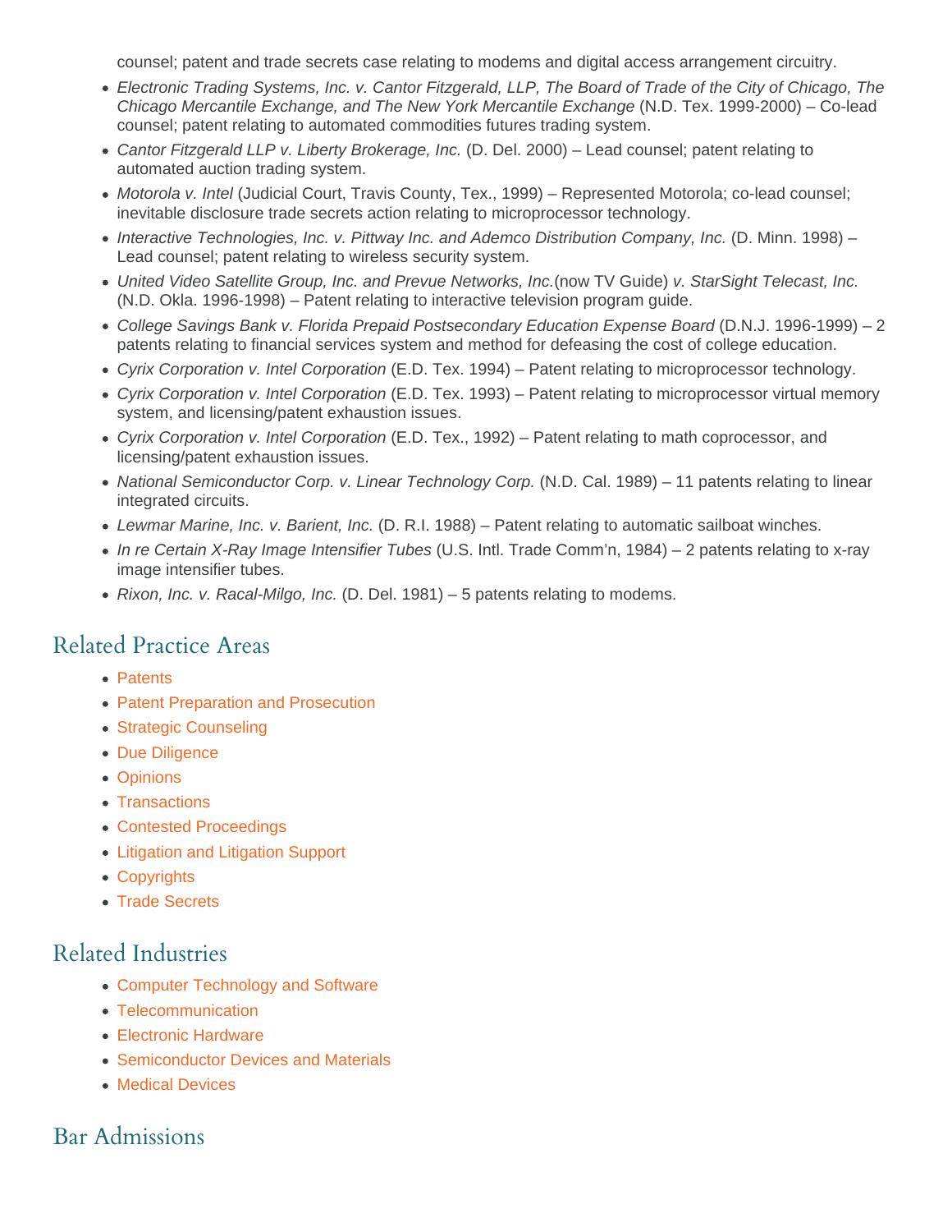counsel; patent and trade secrets case relating to modems and digital access arrangement circuitry.

- *Electronic Trading Systems, Inc. v. Cantor Fitzgerald, LLP, The Board of Trade of the City of Chicago, The Chicago Mercantile Exchange, and The New York Mercantile Exchange* (N.D. Tex. 1999-2000) – Co-lead counsel; patent relating to automated commodities futures trading system.
- *Cantor Fitzgerald LLP v. Liberty Brokerage, Inc.* (D. Del. 2000) – Lead counsel; patent relating to automated auction trading system.
- *Motorola v. Intel* (Judicial Court, Travis County, Tex., 1999) – Represented Motorola; co-lead counsel; inevitable disclosure trade secrets action relating to microprocessor technology.
- *Interactive Technologies, Inc. v. Pittway Inc. and Ademco Distribution Company, Inc.* (D. Minn. 1998) – Lead counsel; patent relating to wireless security system.
- *United Video Satellite Group, Inc. and Prevue Networks, Inc.*(now TV Guide) *v. StarSight Telecast, Inc.* (N.D. Okla. 1996-1998) – Patent relating to interactive television program guide.
- *College Savings Bank v. Florida Prepaid Postsecondary Education Expense Board* (D.N.J. 1996-1999) – 2 patents relating to financial services system and method for defeasing the cost of college education.
- *Cyrix Corporation v. Intel Corporation* (E.D. Tex. 1994) – Patent relating to microprocessor technology.
- *Cyrix Corporation v. Intel Corporation* (E.D. Tex. 1993) – Patent relating to microprocessor virtual memory system, and licensing/patent exhaustion issues.
- *Cyrix Corporation v. Intel Corporation* (E.D. Tex., 1992) – Patent relating to math coprocessor, and licensing/patent exhaustion issues.
- *National Semiconductor Corp. v. Linear Technology Corp.* (N.D. Cal. 1989) – 11 patents relating to linear integrated circuits.
- *Lewmar Marine, Inc. v. Barient, Inc.* (D. R.I. 1988) – Patent relating to automatic sailboat winches.
- *In re Certain X-Ray Image Intensifier Tubes* (U.S. Intl. Trade Comm'n, 1984) – 2 patents relating to x-ray image intensifier tubes.
- *Rixon, Inc. v. Racal-Milgo, Inc.* (D. Del. 1981) – 5 patents relating to modems.

## Related Practice Areas

- Patents
- Patent Preparation and Prosecution
- Strategic Counseling
- Due Diligence
- Opinions
- Transactions
- Contested Proceedings
- Litigation and Litigation Support
- Copyrights
- Trade Secrets

## Related Industries

- Computer Technology and Software
- Telecommunication
- Electronic Hardware
- Semiconductor Devices and Materials
- Medical Devices

## Bar Admissions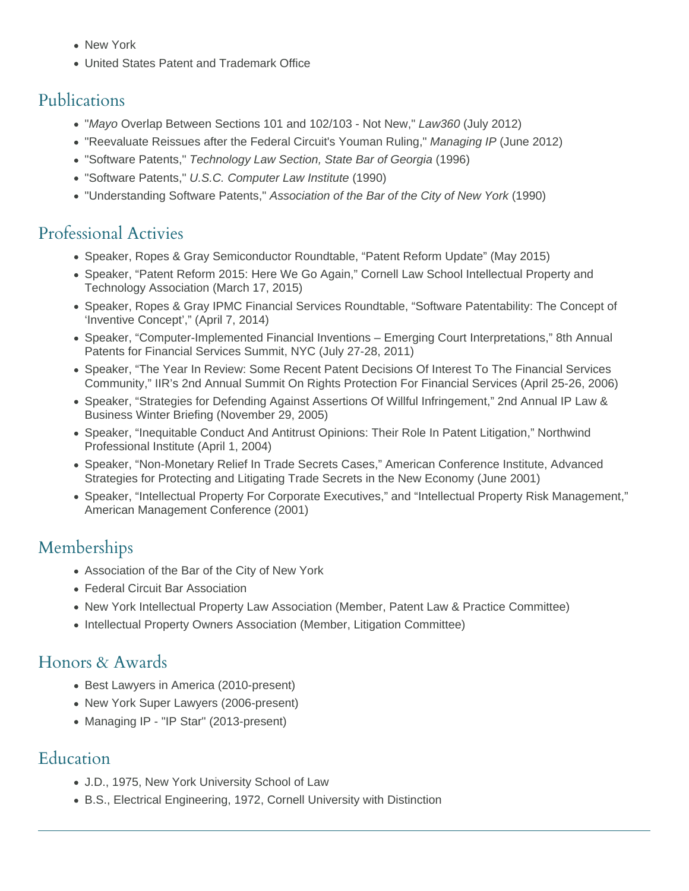- New York
- United States Patent and Trademark Office

## Publications

- "*Mayo* Overlap Between Sections 101 and 102/103 - Not New," *Law360* (July 2012)
- "Reevaluate Reissues after the Federal Circuit's Youman Ruling," *Managing IP* (June 2012)
- "Software Patents," *Technology Law Section, State Bar of Georgia* (1996)
- "Software Patents," *U.S.C. Computer Law Institute* (1990)
- "Understanding Software Patents," *Association of the Bar of the City of New York* (1990)

## Professional Activies

- Speaker, Ropes & Gray Semiconductor Roundtable, "Patent Reform Update" (May 2015)
- Speaker, "Patent Reform 2015: Here We Go Again," Cornell Law School Intellectual Property and Technology Association (March 17, 2015)
- Speaker, Ropes & Gray IPMC Financial Services Roundtable, "Software Patentability: The Concept of 'Inventive Concept'," (April 7, 2014)
- Speaker, "Computer-Implemented Financial Inventions – Emerging Court Interpretations," 8th Annual Patents for Financial Services Summit, NYC (July 27-28, 2011)
- Speaker, "The Year In Review: Some Recent Patent Decisions Of Interest To The Financial Services Community," IIR's 2nd Annual Summit On Rights Protection For Financial Services (April 25-26, 2006)
- Speaker, "Strategies for Defending Against Assertions Of Willful Infringement," 2nd Annual IP Law & Business Winter Briefing (November 29, 2005)
- Speaker, "Inequitable Conduct And Antitrust Opinions: Their Role In Patent Litigation," Northwind Professional Institute (April 1, 2004)
- Speaker, "Non-Monetary Relief In Trade Secrets Cases," American Conference Institute, Advanced Strategies for Protecting and Litigating Trade Secrets in the New Economy (June 2001)
- Speaker, "Intellectual Property For Corporate Executives," and "Intellectual Property Risk Management," American Management Conference (2001)

## Memberships

- Association of the Bar of the City of New York
- Federal Circuit Bar Association
- New York Intellectual Property Law Association (Member, Patent Law & Practice Committee)
- Intellectual Property Owners Association (Member, Litigation Committee)

## Honors & Awards

- Best Lawyers in America (2010-present)
- New York Super Lawyers (2006-present)
- Managing IP - "IP Star" (2013-present)

## Education

- J.D., 1975, New York University School of Law
- B.S., Electrical Engineering, 1972, Cornell University with Distinction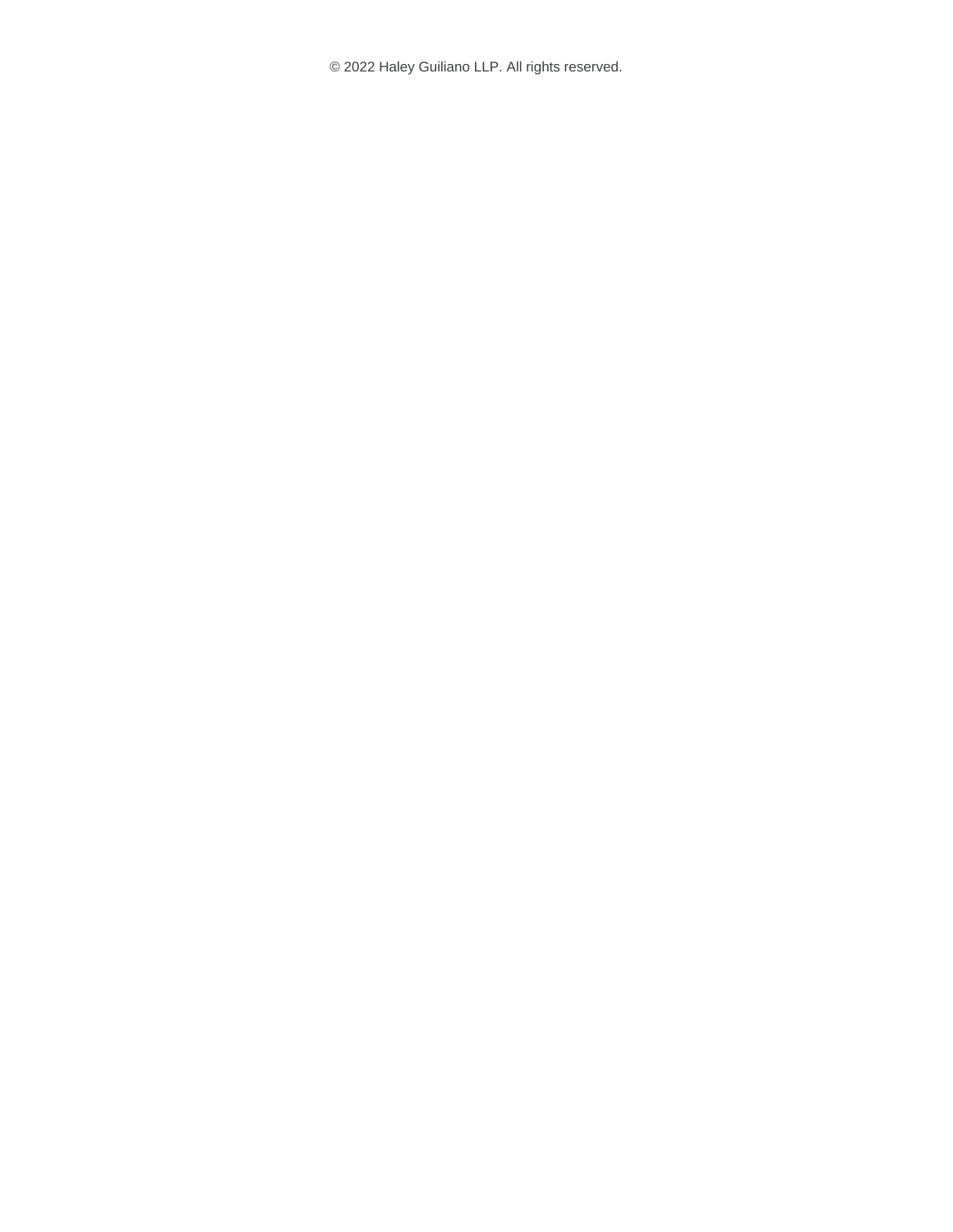© 2022 Haley Guiliano LLP. All rights reserved.